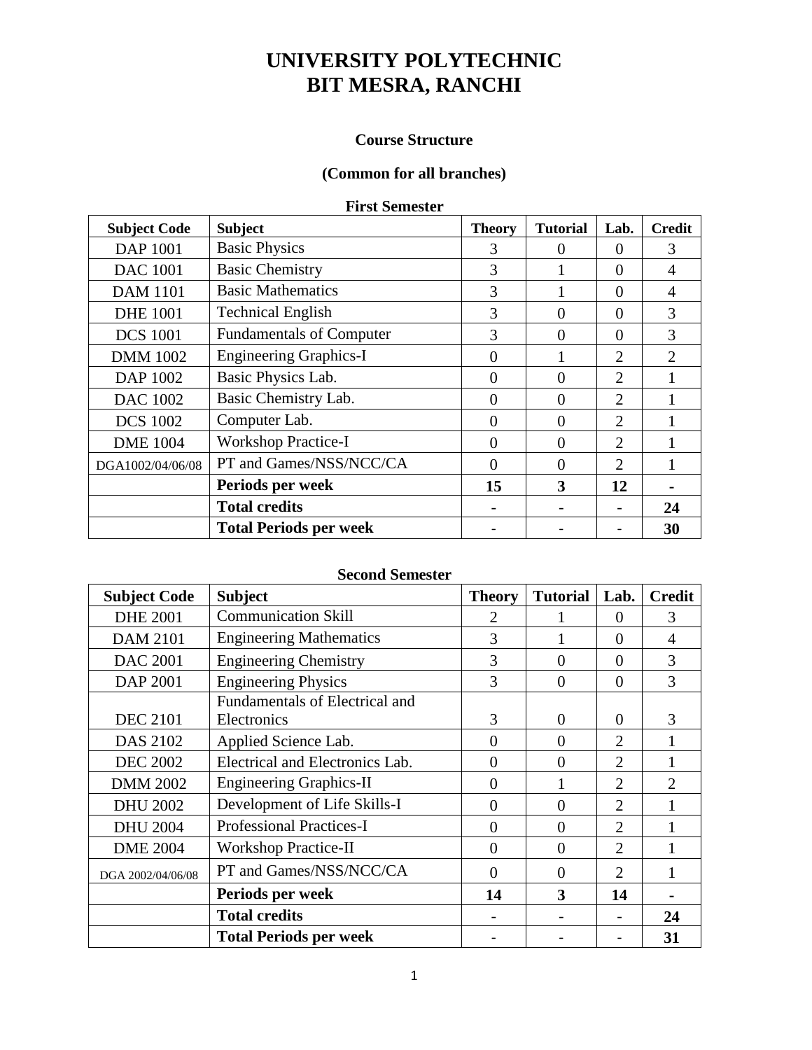# UNIVERSITY POLYTECHNIC
# BIT MESRA, RANCHI

### Course Structure

### (Common for all branches)

**First Semester**

| Subject Code | Subject | Theory | Tutorial | Lab. | Credit |
|---|---|---|---|---|---|
| DAP 1001 | Basic Physics | 3 | 0 | 0 | 3 |
| DAC 1001 | Basic Chemistry | 3 | 1 | 0 | 4 |
| DAM 1101 | Basic Mathematics | 3 | 1 | 0 | 4 |
| DHE 1001 | Technical English | 3 | 0 | 0 | 3 |
| DCS 1001 | Fundamentals of Computer | 3 | 0 | 0 | 3 |
| DMM 1002 | Engineering Graphics-I | 0 | 1 | 2 | 2 |
| DAP 1002 | Basic Physics Lab. | 0 | 0 | 2 | 1 |
| DAC 1002 | Basic Chemistry Lab. | 0 | 0 | 2 | 1 |
| DCS 1002 | Computer Lab. | 0 | 0 | 2 | 1 |
| DME 1004 | Workshop Practice-I | 0 | 0 | 2 | 1 |
| DGA1002/04/06/08 | PT and Games/NSS/NCC/CA | 0 | 0 | 2 | 1 |
| | **Periods per week** | **15** | **3** | **12** | **-** |
| | **Total credits** | - | - | - | **24** |
| | **Total Periods per week** | - | - | - | **30** |

**Second Semester**

| Subject Code | Subject | Theory | Tutorial | Lab. | Credit |
|---|---|---|---|---|---|
| DHE 2001 | Communication Skill | 2 | 1 | 0 | 3 |
| DAM 2101 | Engineering Mathematics | 3 | 1 | 0 | 4 |
| DAC 2001 | Engineering Chemistry | 3 | 0 | 0 | 3 |
| DAP 2001 | Engineering Physics | 3 | 0 | 0 | 3 |
| DEC 2101 | Fundamentals of Electrical and Electronics | 3 | 0 | 0 | 3 |
| DAS 2102 | Applied Science Lab. | 0 | 0 | 2 | 1 |
| DEC 2002 | Electrical and Electronics Lab. | 0 | 0 | 2 | 1 |
| DMM 2002 | Engineering Graphics-II | 0 | 1 | 2 | 2 |
| DHU 2002 | Development of Life Skills-I | 0 | 0 | 2 | 1 |
| DHU 2004 | Professional Practices-I | 0 | 0 | 2 | 1 |
| DME 2004 | Workshop Practice-II | 0 | 0 | 2 | 1 |
| DGA 2002/04/06/08 | PT and Games/NSS/NCC/CA | 0 | 0 | 2 | 1 |
| | **Periods per week** | **14** | **3** | **14** | **-** |
| | **Total credits** | - | - | - | **24** |
| | **Total Periods per week** | - | - | - | **31** |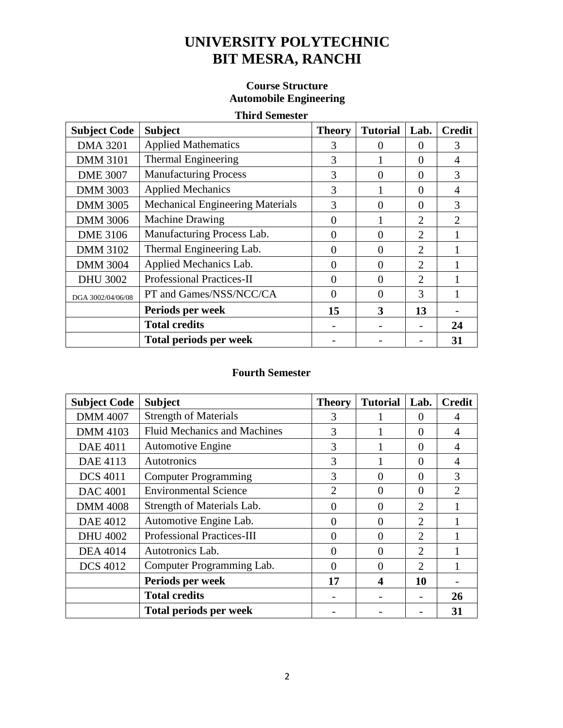# UNIVERSITY POLYTECHNIC
# BIT MESRA, RANCHI

### Course Structure
### Automobile Engineering

### Third Semester

| Subject Code | Subject | Theory | Tutorial | Lab. | Credit |
|---|---|---|---|---|---|
| DMA 3201 | Applied Mathematics | 3 | 0 | 0 | 3 |
| DMM 3101 | Thermal Engineering | 3 | 1 | 0 | 4 |
| DME 3007 | Manufacturing Process | 3 | 0 | 0 | 3 |
| DMM 3003 | Applied Mechanics | 3 | 1 | 0 | 4 |
| DMM 3005 | Mechanical Engineering Materials | 3 | 0 | 0 | 3 |
| DMM 3006 | Machine Drawing | 0 | 1 | 2 | 2 |
| DME 3106 | Manufacturing Process Lab. | 0 | 0 | 2 | 1 |
| DMM 3102 | Thermal Engineering Lab. | 0 | 0 | 2 | 1 |
| DMM 3004 | Applied Mechanics Lab. | 0 | 0 | 2 | 1 |
| DHU 3002 | Professional Practices-II | 0 | 0 | 2 | 1 |
| DGA 3002/04/06/08 | PT and Games/NSS/NCC/CA | 0 | 0 | 3 | 1 |
| | **Periods per week** | **15** | **3** | **13** | - |
| | **Total credits** | - | - | - | **24** |
| | **Total periods per week** | - | - | - | **31** |

### Fourth Semester

| Subject Code | Subject | Theory | Tutorial | Lab. | Credit |
|---|---|---|---|---|---|
| DMM 4007 | Strength of Materials | 3 | 1 | 0 | 4 |
| DMM 4103 | Fluid Mechanics and Machines | 3 | 1 | 0 | 4 |
| DAE 4011 | Automotive Engine | 3 | 1 | 0 | 4 |
| DAE 4113 | Autotronics | 3 | 1 | 0 | 4 |
| DCS 4011 | Computer Programming | 3 | 0 | 0 | 3 |
| DAC 4001 | Environmental Science | 2 | 0 | 0 | 2 |
| DMM 4008 | Strength of Materials Lab. | 0 | 0 | 2 | 1 |
| DAE 4012 | Automotive Engine Lab. | 0 | 0 | 2 | 1 |
| DHU 4002 | Professional Practices-III | 0 | 0 | 2 | 1 |
| DEA 4014 | Autotronics Lab. | 0 | 0 | 2 | 1 |
| DCS 4012 | Computer Programming Lab. | 0 | 0 | 2 | 1 |
| | **Periods per week** | **17** | **4** | **10** | - |
| | **Total credits** | - | - | - | **26** |
| | **Total periods per week** | - | - | - | **31** |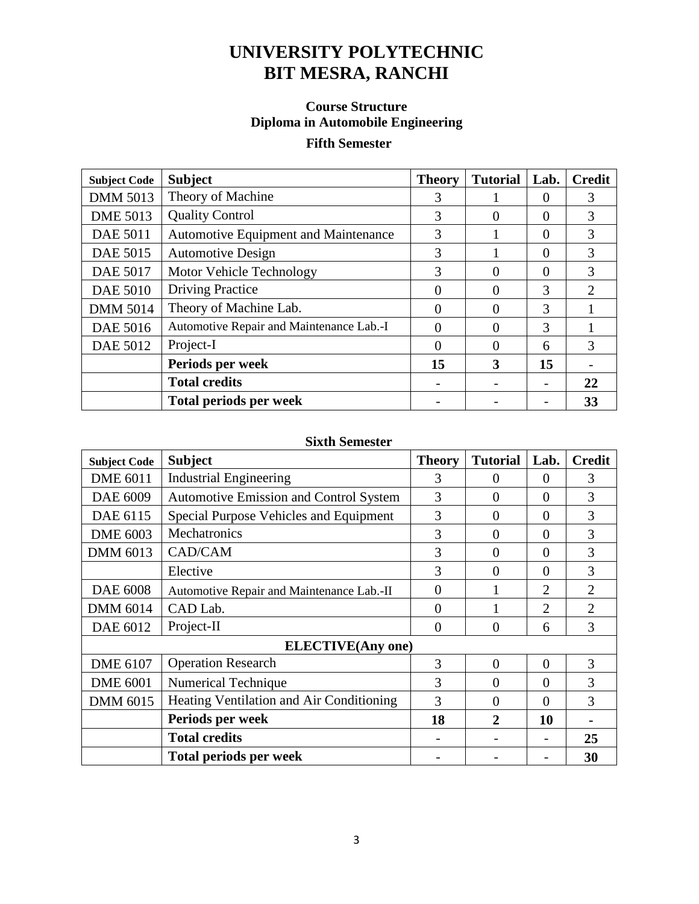# UNIVERSITY POLYTECHNIC
# BIT MESRA, RANCHI

### Course Structure
### Diploma in Automobile Engineering

### Fifth Semester

| Subject Code | Subject | Theory | Tutorial | Lab. | Credit |
|---|---|---|---|---|---|
| DMM 5013 | Theory of Machine | 3 | 1 | 0 | 3 |
| DME 5013 | Quality Control | 3 | 0 | 0 | 3 |
| DAE 5011 | Automotive Equipment and Maintenance | 3 | 1 | 0 | 3 |
| DAE 5015 | Automotive Design | 3 | 1 | 0 | 3 |
| DAE 5017 | Motor Vehicle Technology | 3 | 0 | 0 | 3 |
| DAE 5010 | Driving Practice | 0 | 0 | 3 | 2 |
| DMM 5014 | Theory of Machine Lab. | 0 | 0 | 3 | 1 |
| DAE 5016 | Automotive Repair and Maintenance Lab.-I | 0 | 0 | 3 | 1 |
| DAE 5012 | Project-I | 0 | 0 | 6 | 3 |
| | **Periods per week** | **15** | **3** | **15** | **-** |
| | **Total credits** | - | - | - | **22** |
| | **Total periods per week** | - | - | - | **33** |

### Sixth Semester

| Subject Code | Subject | Theory | Tutorial | Lab. | Credit |
|---|---|---|---|---|---|
| DME 6011 | Industrial Engineering | 3 | 0 | 0 | 3 |
| DAE 6009 | Automotive Emission and Control System | 3 | 0 | 0 | 3 |
| DAE 6115 | Special Purpose Vehicles and Equipment | 3 | 0 | 0 | 3 |
| DME 6003 | Mechatronics | 3 | 0 | 0 | 3 |
| DMM 6013 | CAD/CAM | 3 | 0 | 0 | 3 |
| | Elective | 3 | 0 | 0 | 3 |
| DAE 6008 | Automotive Repair and Maintenance Lab.-II | 0 | 1 | 2 | 2 |
| DMM 6014 | CAD Lab. | 0 | 1 | 2 | 2 |
| DAE 6012 | Project-II | 0 | 0 | 6 | 3 |
| | **ELECTIVE(Any one)** | | | | |
| DME 6107 | Operation Research | 3 | 0 | 0 | 3 |
| DME 6001 | Numerical Technique | 3 | 0 | 0 | 3 |
| DMM 6015 | Heating Ventilation and Air Conditioning | 3 | 0 | 0 | 3 |
| | **Periods per week** | **18** | **2** | **10** | **-** |
| | **Total credits** | - | - | - | **25** |
| | **Total periods per week** | - | - | - | **30** |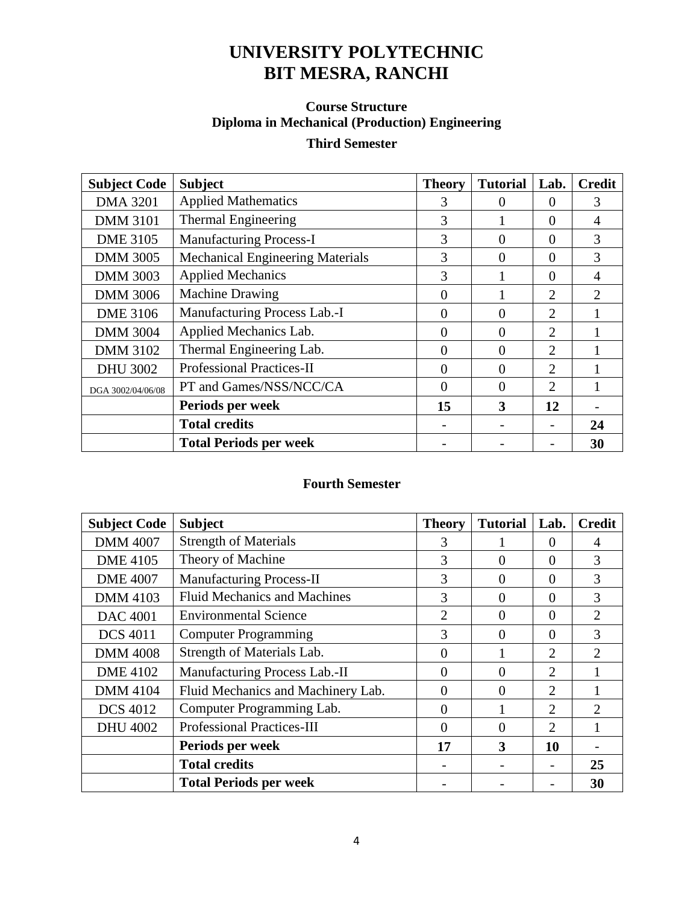# UNIVERSITY POLYTECHNIC
# BIT MESRA, RANCHI

### Course Structure
### Diploma in Mechanical (Production) Engineering

### Third Semester

| Subject Code | Subject | Theory | Tutorial | Lab. | Credit |
|---|---|---|---|---|---|
| DMA 3201 | Applied Mathematics | 3 | 0 | 0 | 3 |
| DMM 3101 | Thermal Engineering | 3 | 1 | 0 | 4 |
| DME 3105 | Manufacturing Process-I | 3 | 0 | 0 | 3 |
| DMM 3005 | Mechanical Engineering Materials | 3 | 0 | 0 | 3 |
| DMM 3003 | Applied Mechanics | 3 | 1 | 0 | 4 |
| DMM 3006 | Machine Drawing | 0 | 1 | 2 | 2 |
| DME 3106 | Manufacturing Process Lab.-I | 0 | 0 | 2 | 1 |
| DMM 3004 | Applied Mechanics Lab. | 0 | 0 | 2 | 1 |
| DMM 3102 | Thermal Engineering Lab. | 0 | 0 | 2 | 1 |
| DHU 3002 | Professional Practices-II | 0 | 0 | 2 | 1 |
| DGA 3002/04/06/08 | PT and Games/NSS/NCC/CA | 0 | 0 | 2 | 1 |
| | **Periods per week** | **15** | **3** | **12** | - |
| | **Total credits** | **-** | **-** | **-** | **24** |
| | **Total Periods per week** | **-** | **-** | **-** | **30** |

### Fourth Semester

| Subject Code | Subject | Theory | Tutorial | Lab. | Credit |
|---|---|---|---|---|---|
| DMM 4007 | Strength of Materials | 3 | 1 | 0 | 4 |
| DME 4105 | Theory of Machine | 3 | 0 | 0 | 3 |
| DME 4007 | Manufacturing Process-II | 3 | 0 | 0 | 3 |
| DMM 4103 | Fluid Mechanics and Machines | 3 | 0 | 0 | 3 |
| DAC 4001 | Environmental Science | 2 | 0 | 0 | 2 |
| DCS 4011 | Computer Programming | 3 | 0 | 0 | 3 |
| DMM 4008 | Strength of Materials Lab. | 0 | 1 | 2 | 2 |
| DME 4102 | Manufacturing Process Lab.-II | 0 | 0 | 2 | 1 |
| DMM 4104 | Fluid Mechanics and Machinery Lab. | 0 | 0 | 2 | 1 |
| DCS 4012 | Computer Programming Lab. | 0 | 1 | 2 | 2 |
| DHU 4002 | Professional Practices-III | 0 | 0 | 2 | 1 |
| | **Periods per week** | **17** | **3** | **10** | - |
| | **Total credits** | **-** | **-** | **-** | **25** |
| | **Total Periods per week** | **-** | **-** | **-** | **30** |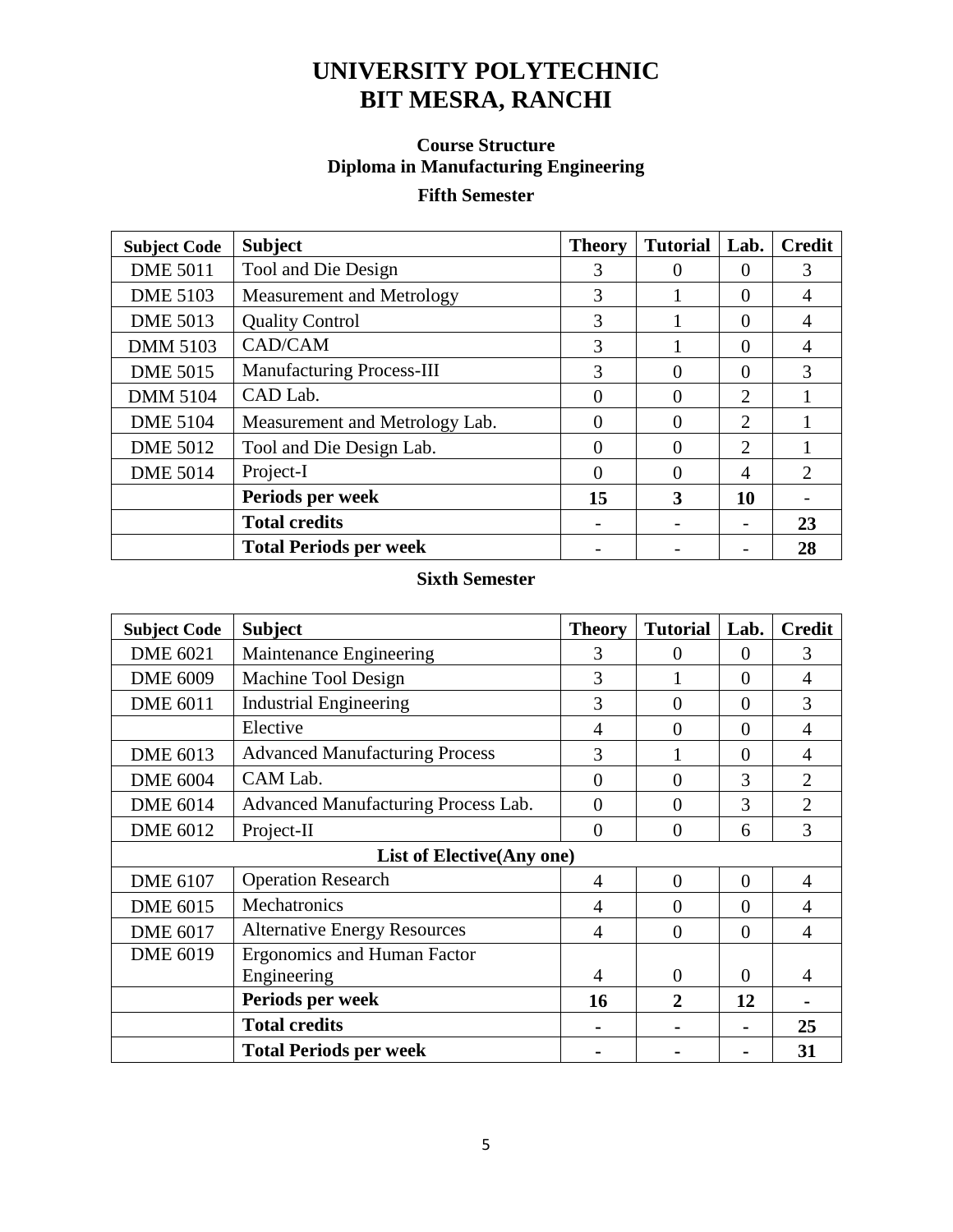# UNIVERSITY POLYTECHNIC
# BIT MESRA, RANCHI

### Course Structure
### Diploma in Manufacturing Engineering

### Fifth Semester

| Subject Code | Subject | Theory | Tutorial | Lab. | Credit |
|---|---|---|---|---|---|
| DME 5011 | Tool and Die Design | 3 | 0 | 0 | 3 |
| DME 5103 | Measurement and Metrology | 3 | 1 | 0 | 4 |
| DME 5013 | Quality Control | 3 | 1 | 0 | 4 |
| DMM 5103 | CAD/CAM | 3 | 1 | 0 | 4 |
| DME 5015 | Manufacturing Process-III | 3 | 0 | 0 | 3 |
| DMM 5104 | CAD Lab. | 0 | 0 | 2 | 1 |
| DME 5104 | Measurement and Metrology Lab. | 0 | 0 | 2 | 1 |
| DME 5012 | Tool and Die Design Lab. | 0 | 0 | 2 | 1 |
| DME 5014 | Project-I | 0 | 0 | 4 | 2 |
| | **Periods per week** | **15** | **3** | **10** | - |
| | **Total credits** | - | - | - | **23** |
| | **Total Periods per week** | - | - | - | **28** |

### Sixth Semester

| Subject Code | Subject | Theory | Tutorial | Lab. | Credit |
|---|---|---|---|---|---|
| DME 6021 | Maintenance Engineering | 3 | 0 | 0 | 3 |
| DME 6009 | Machine Tool Design | 3 | 1 | 0 | 4 |
| DME 6011 | Industrial Engineering | 3 | 0 | 0 | 3 |
| | Elective | 4 | 0 | 0 | 4 |
| DME 6013 | Advanced Manufacturing Process | 3 | 1 | 0 | 4 |
| DME 6004 | CAM Lab. | 0 | 0 | 3 | 2 |
| DME 6014 | Advanced Manufacturing Process Lab. | 0 | 0 | 3 | 2 |
| DME 6012 | Project-II | 0 | 0 | 6 | 3 |
| | **List of Elective(Any one)** | | | | |
| DME 6107 | Operation Research | 4 | 0 | 0 | 4 |
| DME 6015 | Mechatronics | 4 | 0 | 0 | 4 |
| DME 6017 | Alternative Energy Resources | 4 | 0 | 0 | 4 |
| DME 6019 | Ergonomics and Human Factor Engineering | 4 | 0 | 0 | 4 |
| | **Periods per week** | **16** | **2** | **12** | - |
| | **Total credits** | - | - | - | **25** |
| | **Total Periods per week** | - | - | - | **31** |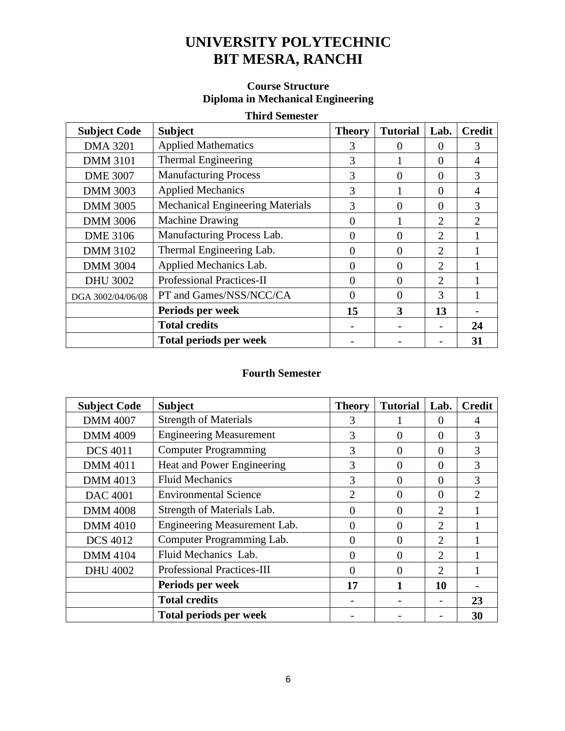# UNIVERSITY POLYTECHNIC
# BIT MESRA, RANCHI

### Course Structure
### Diploma in Mechanical Engineering

**Third Semester**

| Subject Code | Subject | Theory | Tutorial | Lab. | Credit |
|---|---|---|---|---|---|
| DMA 3201 | Applied Mathematics | 3 | 0 | 0 | 3 |
| DMM 3101 | Thermal Engineering | 3 | 1 | 0 | 4 |
| DME 3007 | Manufacturing Process | 3 | 0 | 0 | 3 |
| DMM 3003 | Applied Mechanics | 3 | 1 | 0 | 4 |
| DMM 3005 | Mechanical Engineering Materials | 3 | 0 | 0 | 3 |
| DMM 3006 | Machine Drawing | 0 | 1 | 2 | 2 |
| DME 3106 | Manufacturing Process Lab. | 0 | 0 | 2 | 1 |
| DMM 3102 | Thermal Engineering Lab. | 0 | 0 | 2 | 1 |
| DMM 3004 | Applied Mechanics Lab. | 0 | 0 | 2 | 1 |
| DHU 3002 | Professional Practices-II | 0 | 0 | 2 | 1 |
| DGA 3002/04/06/08 | PT and Games/NSS/NCC/CA | 0 | 0 | 3 | 1 |
| | **Periods per week** | **15** | **3** | **13** | - |
| | **Total credits** | - | - | - | **24** |
| | **Total periods per week** | - | - | - | **31** |

**Fourth Semester**

| Subject Code | Subject | Theory | Tutorial | Lab. | Credit |
|---|---|---|---|---|---|
| DMM 4007 | Strength of Materials | 3 | 1 | 0 | 4 |
| DMM 4009 | Engineering Measurement | 3 | 0 | 0 | 3 |
| DCS 4011 | Computer Programming | 3 | 0 | 0 | 3 |
| DMM 4011 | Heat and Power Engineering | 3 | 0 | 0 | 3 |
| DMM 4013 | Fluid Mechanics | 3 | 0 | 0 | 3 |
| DAC 4001 | Environmental Science | 2 | 0 | 0 | 2 |
| DMM 4008 | Strength of Materials Lab. | 0 | 0 | 2 | 1 |
| DMM 4010 | Engineering Measurement Lab. | 0 | 0 | 2 | 1 |
| DCS 4012 | Computer Programming Lab. | 0 | 0 | 2 | 1 |
| DMM 4104 | Fluid Mechanics Lab. | 0 | 0 | 2 | 1 |
| DHU 4002 | Professional Practices-III | 0 | 0 | 2 | 1 |
| | **Periods per week** | **17** | **1** | **10** | - |
| | **Total credits** | - | - | - | **23** |
| | **Total periods per week** | - | - | - | **30** |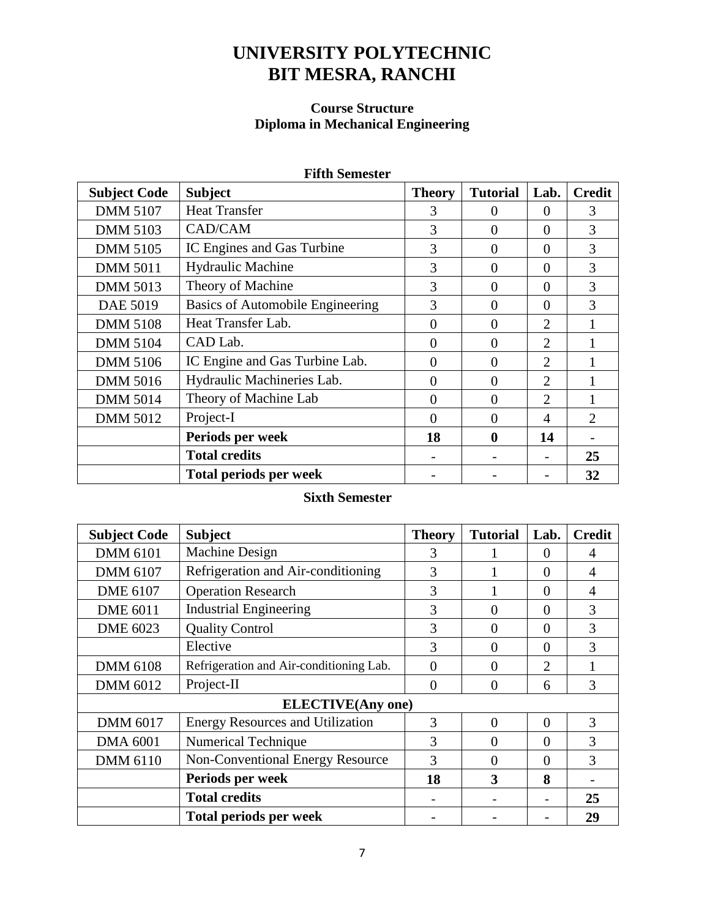# UNIVERSITY POLYTECHNIC
# BIT MESRA, RANCHI

### Course Structure
### Diploma in Mechanical Engineering

**Fifth Semester**

| Subject Code | Subject | Theory | Tutorial | Lab. | Credit |
|---|---|---|---|---|---|
| DMM 5107 | Heat Transfer | 3 | 0 | 0 | 3 |
| DMM 5103 | CAD/CAM | 3 | 0 | 0 | 3 |
| DMM 5105 | IC Engines and Gas Turbine | 3 | 0 | 0 | 3 |
| DMM 5011 | Hydraulic Machine | 3 | 0 | 0 | 3 |
| DMM 5013 | Theory of Machine | 3 | 0 | 0 | 3 |
| DAE 5019 | Basics of Automobile Engineering | 3 | 0 | 0 | 3 |
| DMM 5108 | Heat Transfer Lab. | 0 | 0 | 2 | 1 |
| DMM 5104 | CAD Lab. | 0 | 0 | 2 | 1 |
| DMM 5106 | IC Engine and Gas Turbine Lab. | 0 | 0 | 2 | 1 |
| DMM 5016 | Hydraulic Machineries Lab. | 0 | 0 | 2 | 1 |
| DMM 5014 | Theory of Machine Lab | 0 | 0 | 2 | 1 |
| DMM 5012 | Project-I | 0 | 0 | 4 | 2 |
| | **Periods per week** | **18** | **0** | **14** | - |
| | **Total credits** | - | - | - | **25** |
| | **Total periods per week** | - | - | - | **32** |

**Sixth Semester**

| Subject Code | Subject | Theory | Tutorial | Lab. | Credit |
|---|---|---|---|---|---|
| DMM 6101 | Machine Design | 3 | 1 | 0 | 4 |
| DMM 6107 | Refrigeration and Air-conditioning | 3 | 1 | 0 | 4 |
| DME 6107 | Operation Research | 3 | 1 | 0 | 4 |
| DME 6011 | Industrial Engineering | 3 | 0 | 0 | 3 |
| DME 6023 | Quality Control | 3 | 0 | 0 | 3 |
| | Elective | 3 | 0 | 0 | 3 |
| DMM 6108 | Refrigeration and Air-conditioning Lab. | 0 | 0 | 2 | 1 |
| DMM 6012 | Project-II | 0 | 0 | 6 | 3 |
| | **ELECTIVE(Any one)** | | | | |
| DMM 6017 | Energy Resources and Utilization | 3 | 0 | 0 | 3 |
| DMA 6001 | Numerical Technique | 3 | 0 | 0 | 3 |
| DMM 6110 | Non-Conventional Energy Resource | 3 | 0 | 0 | 3 |
| | **Periods per week** | **18** | **3** | **8** | - |
| | **Total credits** | - | - | - | **25** |
| | **Total periods per week** | - | - | - | **29** |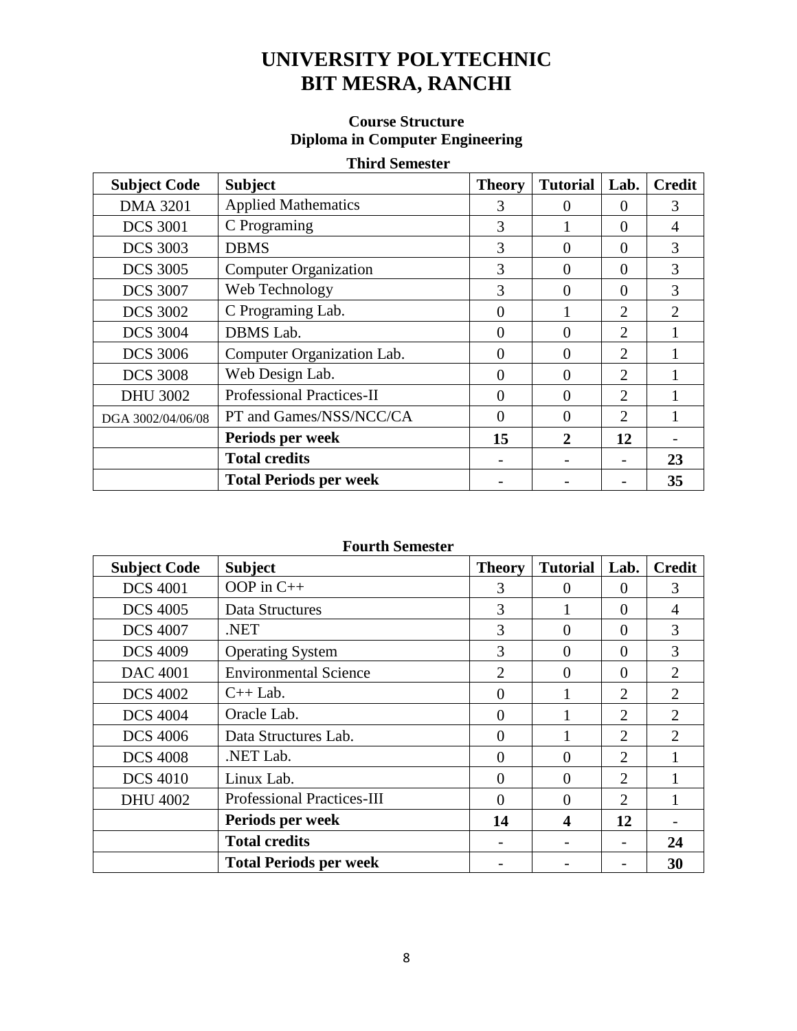# UNIVERSITY POLYTECHNIC
# BIT MESRA, RANCHI

### Course Structure
### Diploma in Computer Engineering

**Third Semester**

| Subject Code | Subject | Theory | Tutorial | Lab. | Credit |
|---|---|---|---|---|---|
| DMA 3201 | Applied Mathematics | 3 | 0 | 0 | 3 |
| DCS 3001 | C Programing | 3 | 1 | 0 | 4 |
| DCS 3003 | DBMS | 3 | 0 | 0 | 3 |
| DCS 3005 | Computer Organization | 3 | 0 | 0 | 3 |
| DCS 3007 | Web Technology | 3 | 0 | 0 | 3 |
| DCS 3002 | C Programing Lab. | 0 | 1 | 2 | 2 |
| DCS 3004 | DBMS Lab. | 0 | 0 | 2 | 1 |
| DCS 3006 | Computer Organization Lab. | 0 | 0 | 2 | 1 |
| DCS 3008 | Web Design Lab. | 0 | 0 | 2 | 1 |
| DHU 3002 | Professional Practices-II | 0 | 0 | 2 | 1 |
| DGA 3002/04/06/08 | PT and Games/NSS/NCC/CA | 0 | 0 | 2 | 1 |
| | **Periods per week** | **15** | **2** | **12** | - |
| | **Total credits** | - | - | - | **23** |
| | **Total Periods per week** | - | - | - | **35** |

**Fourth Semester**

| Subject Code | Subject | Theory | Tutorial | Lab. | Credit |
|---|---|---|---|---|---|
| DCS 4001 | OOP in C++ | 3 | 0 | 0 | 3 |
| DCS 4005 | Data Structures | 3 | 1 | 0 | 4 |
| DCS 4007 | .NET | 3 | 0 | 0 | 3 |
| DCS 4009 | Operating System | 3 | 0 | 0 | 3 |
| DAC 4001 | Environmental Science | 2 | 0 | 0 | 2 |
| DCS 4002 | C++ Lab. | 0 | 1 | 2 | 2 |
| DCS 4004 | Oracle Lab. | 0 | 1 | 2 | 2 |
| DCS 4006 | Data Structures Lab. | 0 | 1 | 2 | 2 |
| DCS 4008 | .NET Lab. | 0 | 0 | 2 | 1 |
| DCS 4010 | Linux Lab. | 0 | 0 | 2 | 1 |
| DHU 4002 | Professional Practices-III | 0 | 0 | 2 | 1 |
| | **Periods per week** | **14** | **4** | **12** | - |
| | **Total credits** | - | - | - | **24** |
| | **Total Periods per week** | - | - | - | **30** |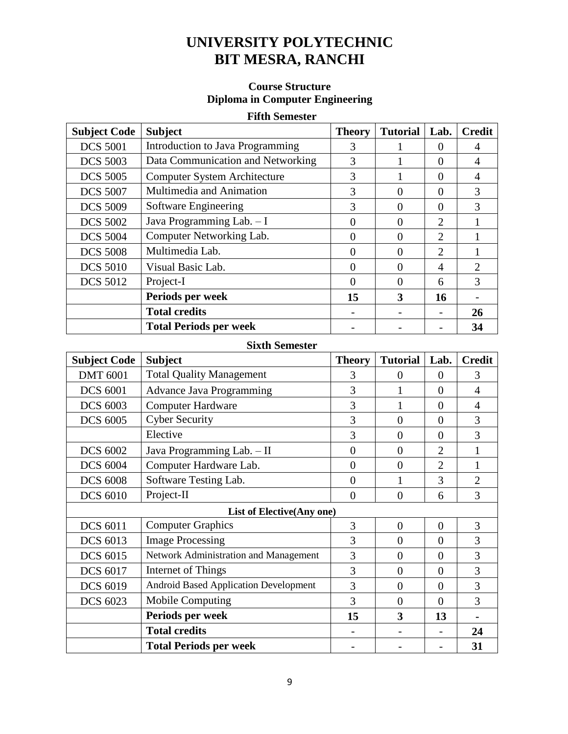# UNIVERSITY POLYTECHNIC
# BIT MESRA, RANCHI

### Course Structure
### Diploma in Computer Engineering

**Fifth Semester**

| Subject Code | Subject | Theory | Tutorial | Lab. | Credit |
|---|---|---|---|---|---|
| DCS 5001 | Introduction to Java Programming | 3 | 1 | 0 | 4 |
| DCS 5003 | Data Communication and Networking | 3 | 1 | 0 | 4 |
| DCS 5005 | Computer System Architecture | 3 | 1 | 0 | 4 |
| DCS 5007 | Multimedia and Animation | 3 | 0 | 0 | 3 |
| DCS 5009 | Software Engineering | 3 | 0 | 0 | 3 |
| DCS 5002 | Java Programming Lab. – I | 0 | 0 | 2 | 1 |
| DCS 5004 | Computer Networking Lab. | 0 | 0 | 2 | 1 |
| DCS 5008 | Multimedia Lab. | 0 | 0 | 2 | 1 |
| DCS 5010 | Visual Basic Lab. | 0 | 0 | 4 | 2 |
| DCS 5012 | Project-I | 0 | 0 | 6 | 3 |
| | **Periods per week** | **15** | **3** | **16** | - |
| | **Total credits** | - | - | - | **26** |
| | **Total Periods per week** | - | - | - | **34** |

**Sixth Semester**

| Subject Code | Subject | Theory | Tutorial | Lab. | Credit |
|---|---|---|---|---|---|
| DMT 6001 | Total Quality Management | 3 | 0 | 0 | 3 |
| DCS 6001 | Advance Java Programming | 3 | 1 | 0 | 4 |
| DCS 6003 | Computer Hardware | 3 | 1 | 0 | 4 |
| DCS 6005 | Cyber Security | 3 | 0 | 0 | 3 |
| | Elective | 3 | 0 | 0 | 3 |
| DCS 6002 | Java Programming Lab. – II | 0 | 0 | 2 | 1 |
| DCS 6004 | Computer Hardware Lab. | 0 | 0 | 2 | 1 |
| DCS 6008 | Software Testing Lab. | 0 | 1 | 3 | 2 |
| DCS 6010 | Project-II | 0 | 0 | 6 | 3 |
| | **List of Elective(Any one)** | | | | |
| DCS 6011 | Computer Graphics | 3 | 0 | 0 | 3 |
| DCS 6013 | Image Processing | 3 | 0 | 0 | 3 |
| DCS 6015 | Network Administration and Management | 3 | 0 | 0 | 3 |
| DCS 6017 | Internet of Things | 3 | 0 | 0 | 3 |
| DCS 6019 | Android Based Application Development | 3 | 0 | 0 | 3 |
| DCS 6023 | Mobile Computing | 3 | 0 | 0 | 3 |
| | **Periods per week** | **15** | **3** | **13** | - |
| | **Total credits** | - | - | - | **24** |
| | **Total Periods per week** | - | - | - | **31** |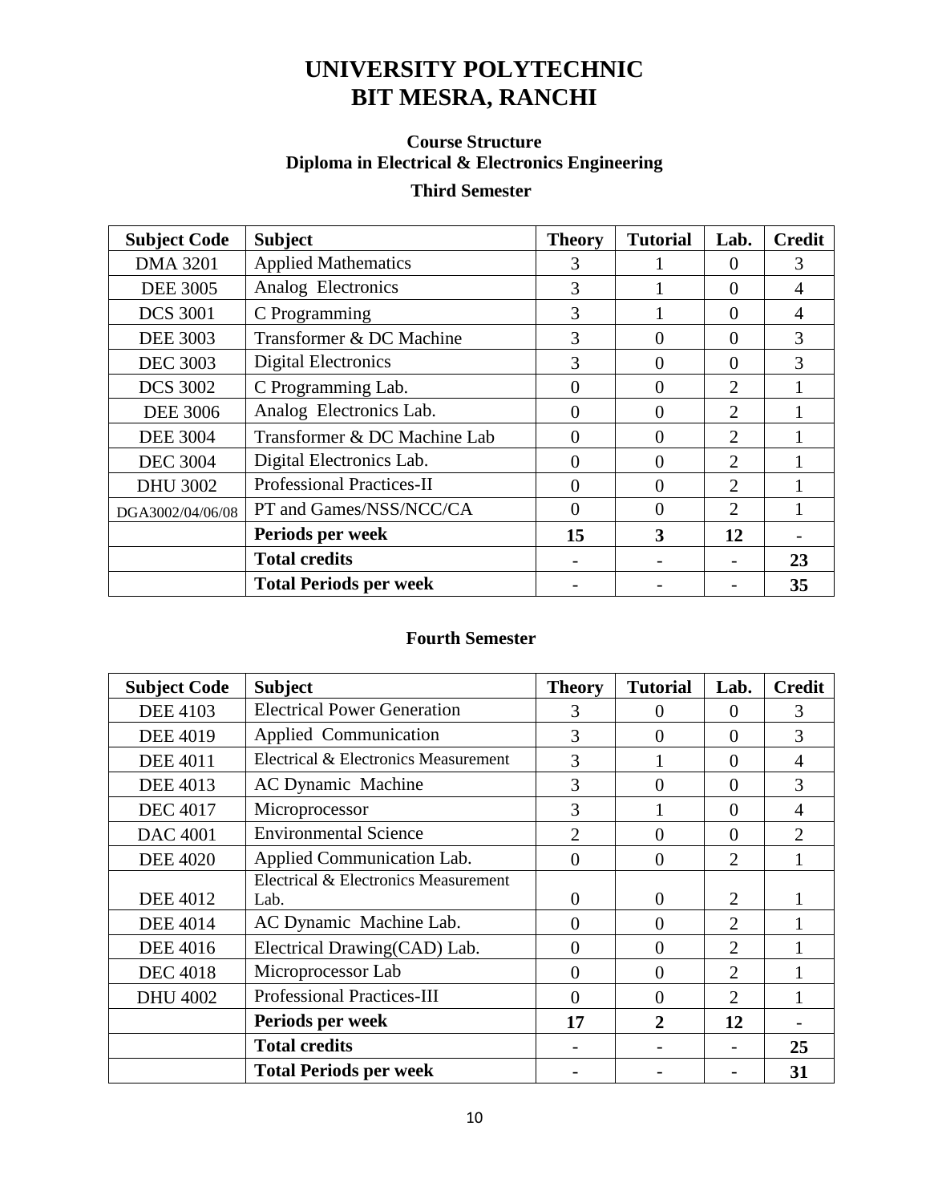# UNIVERSITY POLYTECHNIC
# BIT MESRA, RANCHI

### Course Structure
### Diploma in Electrical & Electronics Engineering

#### Third Semester

| Subject Code | Subject | Theory | Tutorial | Lab. | Credit |
|---|---|---|---|---|---|
| DMA 3201 | Applied Mathematics | 3 | 1 | 0 | 3 |
| DEE 3005 | Analog Electronics | 3 | 1 | 0 | 4 |
| DCS 3001 | C Programming | 3 | 1 | 0 | 4 |
| DEE 3003 | Transformer & DC Machine | 3 | 0 | 0 | 3 |
| DEC 3003 | Digital Electronics | 3 | 0 | 0 | 3 |
| DCS 3002 | C Programming Lab. | 0 | 0 | 2 | 1 |
| DEE 3006 | Analog Electronics Lab. | 0 | 0 | 2 | 1 |
| DEE 3004 | Transformer & DC Machine Lab | 0 | 0 | 2 | 1 |
| DEC 3004 | Digital Electronics Lab. | 0 | 0 | 2 | 1 |
| DHU 3002 | Professional Practices-II | 0 | 0 | 2 | 1 |
| DGA3002/04/06/08 | PT and Games/NSS/NCC/CA | 0 | 0 | 2 | 1 |
| | **Periods per week** | **15** | **3** | **12** | - |
| | **Total credits** | - | - | - | **23** |
| | **Total Periods per week** | - | - | - | **35** |

#### Fourth Semester

| Subject Code | Subject | Theory | Tutorial | Lab. | Credit |
|---|---|---|---|---|---|
| DEE 4103 | Electrical Power Generation | 3 | 0 | 0 | 3 |
| DEE 4019 | Applied Communication | 3 | 0 | 0 | 3 |
| DEE 4011 | Electrical & Electronics Measurement | 3 | 1 | 0 | 4 |
| DEE 4013 | AC Dynamic Machine | 3 | 0 | 0 | 3 |
| DEC 4017 | Microprocessor | 3 | 1 | 0 | 4 |
| DAC 4001 | Environmental Science | 2 | 0 | 0 | 2 |
| DEE 4020 | Applied Communication Lab. | 0 | 0 | 2 | 1 |
| DEE 4012 | Electrical & Electronics Measurement Lab. | 0 | 0 | 2 | 1 |
| DEE 4014 | AC Dynamic Machine Lab. | 0 | 0 | 2 | 1 |
| DEE 4016 | Electrical Drawing(CAD) Lab. | 0 | 0 | 2 | 1 |
| DEC 4018 | Microprocessor Lab | 0 | 0 | 2 | 1 |
| DHU 4002 | Professional Practices-III | 0 | 0 | 2 | 1 |
| | **Periods per week** | **17** | **2** | **12** | - |
| | **Total credits** | - | - | - | **25** |
| | **Total Periods per week** | - | - | - | **31** |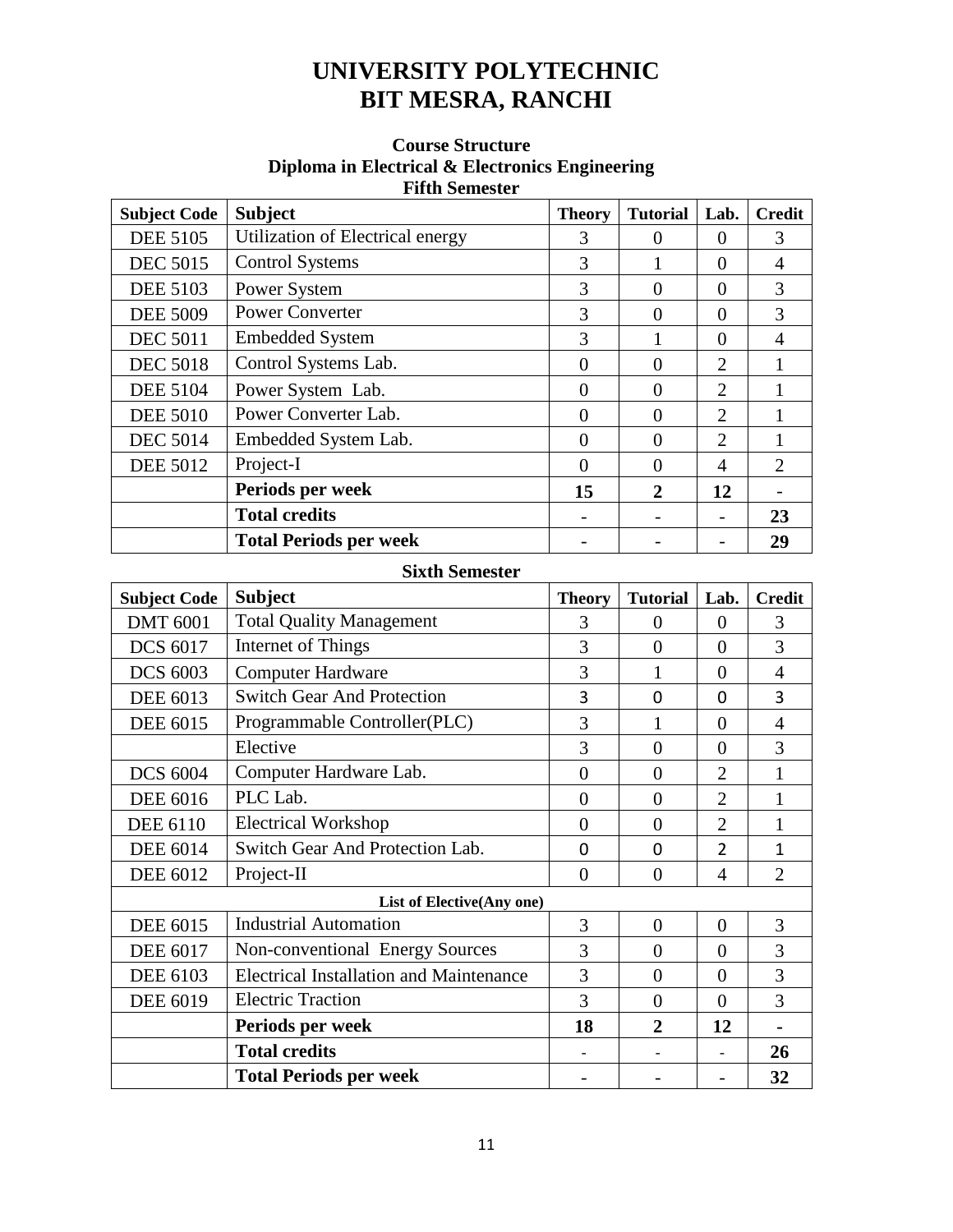# UNIVERSITY POLYTECHNIC
# BIT MESRA, RANCHI

### Course Structure
### Diploma in Electrical & Electronics Engineering
### Fifth Semester

| Subject Code | Subject | Theory | Tutorial | Lab. | Credit |
|---|---|---|---|---|---|
| DEE 5105 | Utilization of Electrical energy | 3 | 0 | 0 | 3 |
| DEC 5015 | Control Systems | 3 | 1 | 0 | 4 |
| DEE 5103 | Power System | 3 | 0 | 0 | 3 |
| DEE 5009 | Power Converter | 3 | 0 | 0 | 3 |
| DEC 5011 | Embedded System | 3 | 1 | 0 | 4 |
| DEC 5018 | Control Systems Lab. | 0 | 0 | 2 | 1 |
| DEE 5104 | Power System Lab. | 0 | 0 | 2 | 1 |
| DEE 5010 | Power Converter Lab. | 0 | 0 | 2 | 1 |
| DEC 5014 | Embedded System Lab. | 0 | 0 | 2 | 1 |
| DEE 5012 | Project-I | 0 | 0 | 4 | 2 |
| | **Periods per week** | **15** | **2** | **12** | - |
| | **Total credits** | - | - | - | **23** |
| | **Total Periods per week** | - | - | - | **29** |

### Sixth Semester

| Subject Code | Subject | Theory | Tutorial | Lab. | Credit |
|---|---|---|---|---|---|
| DMT 6001 | Total Quality Management | 3 | 0 | 0 | 3 |
| DCS 6017 | Internet of Things | 3 | 0 | 0 | 3 |
| DCS 6003 | Computer Hardware | 3 | 1 | 0 | 4 |
| DEE 6013 | Switch Gear And Protection | 3 | 0 | 0 | 3 |
| DEE 6015 | Programmable Controller(PLC) | 3 | 1 | 0 | 4 |
| | Elective | 3 | 0 | 0 | 3 |
| DCS 6004 | Computer Hardware Lab. | 0 | 0 | 2 | 1 |
| DEE 6016 | PLC Lab. | 0 | 0 | 2 | 1 |
| DEE 6110 | Electrical Workshop | 0 | 0 | 2 | 1 |
| DEE 6014 | Switch Gear And Protection Lab. | 0 | 0 | 2 | 1 |
| DEE 6012 | Project-II | 0 | 0 | 4 | 2 |
| | **List of Elective(Any one)** | | | | |
| DEE 6015 | Industrial Automation | 3 | 0 | 0 | 3 |
| DEE 6017 | Non-conventional Energy Sources | 3 | 0 | 0 | 3 |
| DEE 6103 | Electrical Installation and Maintenance | 3 | 0 | 0 | 3 |
| DEE 6019 | Electric Traction | 3 | 0 | 0 | 3 |
| | **Periods per week** | **18** | **2** | **12** | - |
| | **Total credits** | - | - | - | **26** |
| | **Total Periods per week** | - | - | - | **32** |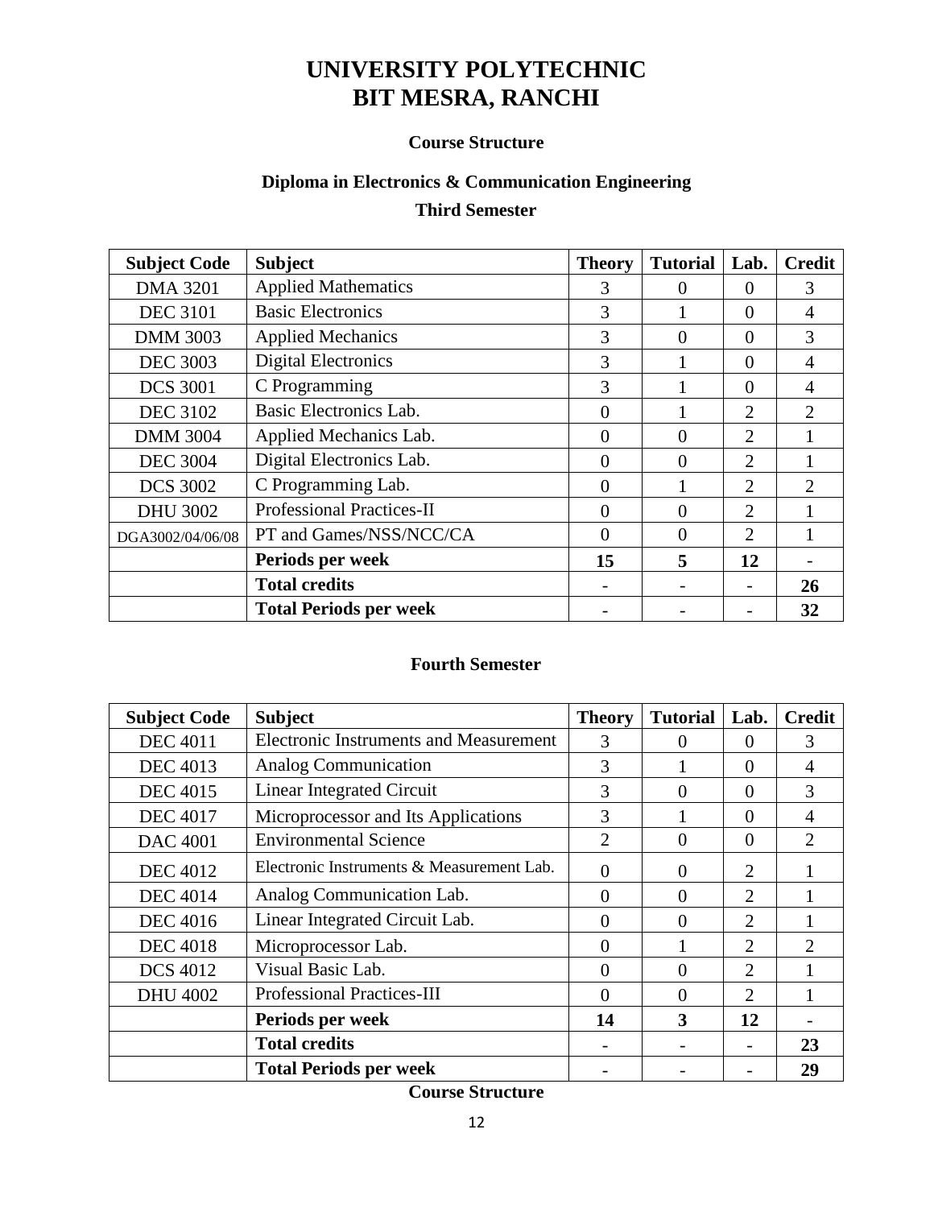# UNIVERSITY POLYTECHNIC
# BIT MESRA, RANCHI

### Course Structure

### Diploma in Electronics & Communication Engineering

### Third Semester

| Subject Code | Subject | Theory | Tutorial | Lab. | Credit |
|---|---|---|---|---|---|
| DMA 3201 | Applied Mathematics | 3 | 0 | 0 | 3 |
| DEC 3101 | Basic Electronics | 3 | 1 | 0 | 4 |
| DMM 3003 | Applied Mechanics | 3 | 0 | 0 | 3 |
| DEC 3003 | Digital Electronics | 3 | 1 | 0 | 4 |
| DCS 3001 | C Programming | 3 | 1 | 0 | 4 |
| DEC 3102 | Basic Electronics Lab. | 0 | 1 | 2 | 2 |
| DMM 3004 | Applied Mechanics Lab. | 0 | 0 | 2 | 1 |
| DEC 3004 | Digital Electronics Lab. | 0 | 0 | 2 | 1 |
| DCS 3002 | C Programming Lab. | 0 | 1 | 2 | 2 |
| DHU 3002 | Professional Practices-II | 0 | 0 | 2 | 1 |
| DGA3002/04/06/08 | PT and Games/NSS/NCC/CA | 0 | 0 | 2 | 1 |
| | **Periods per week** | **15** | **5** | **12** | - |
| | **Total credits** | - | - | - | **26** |
| | **Total Periods per week** | - | - | - | **32** |

### Fourth Semester

| Subject Code | Subject | Theory | Tutorial | Lab. | Credit |
|---|---|---|---|---|---|
| DEC 4011 | Electronic Instruments and Measurement | 3 | 0 | 0 | 3 |
| DEC 4013 | Analog Communication | 3 | 1 | 0 | 4 |
| DEC 4015 | Linear Integrated Circuit | 3 | 0 | 0 | 3 |
| DEC 4017 | Microprocessor and Its Applications | 3 | 1 | 0 | 4 |
| DAC 4001 | Environmental Science | 2 | 0 | 0 | 2 |
| DEC 4012 | Electronic Instruments & Measurement Lab. | 0 | 0 | 2 | 1 |
| DEC 4014 | Analog Communication Lab. | 0 | 0 | 2 | 1 |
| DEC 4016 | Linear Integrated Circuit Lab. | 0 | 0 | 2 | 1 |
| DEC 4018 | Microprocessor Lab. | 0 | 1 | 2 | 2 |
| DCS 4012 | Visual Basic Lab. | 0 | 0 | 2 | 1 |
| DHU 4002 | Professional Practices-III | 0 | 0 | 2 | 1 |
| | **Periods per week** | **14** | **3** | **12** | - |
| | **Total credits** | - | - | - | **23** |
| | **Total Periods per week** | - | - | - | **29** |

### Course Structure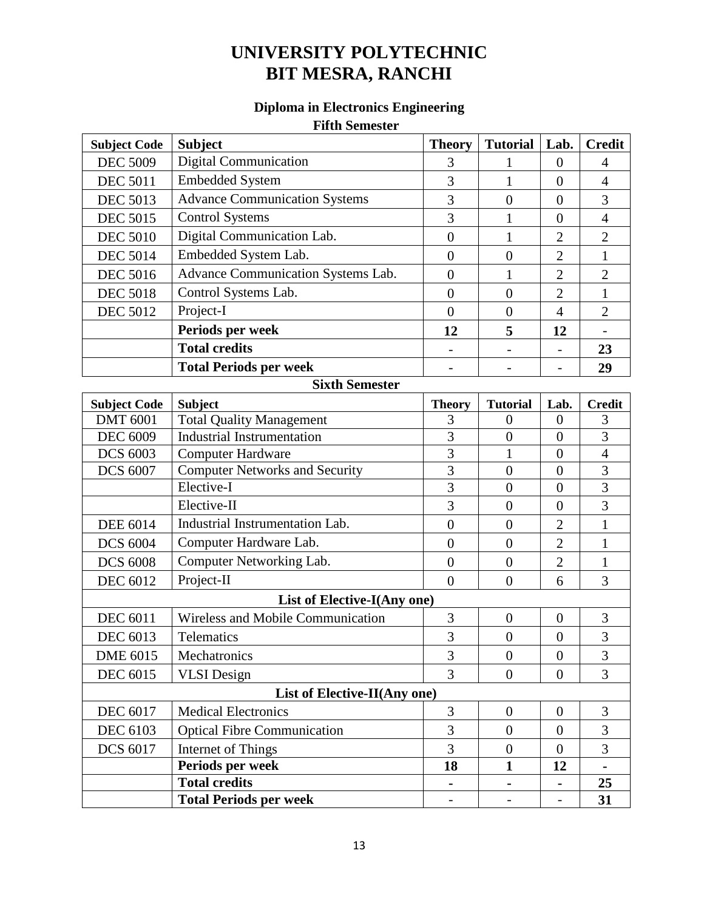# UNIVERSITY POLYTECHNIC
# BIT MESRA, RANCHI

### Diploma in Electronics Engineering

**Fifth Semester**

| Subject Code | Subject | Theory | Tutorial | Lab. | Credit |
|---|---|---|---|---|---|
| DEC 5009 | Digital Communication | 3 | 1 | 0 | 4 |
| DEC 5011 | Embedded System | 3 | 1 | 0 | 4 |
| DEC 5013 | Advance Communication Systems | 3 | 0 | 0 | 3 |
| DEC 5015 | Control Systems | 3 | 1 | 0 | 4 |
| DEC 5010 | Digital Communication Lab. | 0 | 1 | 2 | 2 |
| DEC 5014 | Embedded System Lab. | 0 | 0 | 2 | 1 |
| DEC 5016 | Advance Communication Systems Lab. | 0 | 1 | 2 | 2 |
| DEC 5018 | Control Systems Lab. | 0 | 0 | 2 | 1 |
| DEC 5012 | Project-I | 0 | 0 | 4 | 2 |
| | **Periods per week** | **12** | **5** | **12** | - |
| | **Total credits** | - | - | - | **23** |
| | **Total Periods per week** | - | - | - | **29** |

**Sixth Semester**

| Subject Code | Subject | Theory | Tutorial | Lab. | Credit |
|---|---|---|---|---|---|
| DMT 6001 | Total Quality Management | 3 | 0 | 0 | 3 |
| DEC 6009 | Industrial Instrumentation | 3 | 0 | 0 | 3 |
| DCS 6003 | Computer Hardware | 3 | 1 | 0 | 4 |
| DCS 6007 | Computer Networks and Security | 3 | 0 | 0 | 3 |
| | Elective-I | 3 | 0 | 0 | 3 |
| | Elective-II | 3 | 0 | 0 | 3 |
| DEE 6014 | Industrial Instrumentation Lab. | 0 | 0 | 2 | 1 |
| DCS 6004 | Computer Hardware Lab. | 0 | 0 | 2 | 1 |
| DCS 6008 | Computer Networking Lab. | 0 | 0 | 2 | 1 |
| DEC 6012 | Project-II | 0 | 0 | 6 | 3 |
| | **List of Elective-I(Any one)** | | | | |
| DEC 6011 | Wireless and Mobile Communication | 3 | 0 | 0 | 3 |
| DEC 6013 | Telematics | 3 | 0 | 0 | 3 |
| DME 6015 | Mechatronics | 3 | 0 | 0 | 3 |
| DEC 6015 | VLSI Design | 3 | 0 | 0 | 3 |
| | **List of Elective-II(Any one)** | | | | |
| DEC 6017 | Medical Electronics | 3 | 0 | 0 | 3 |
| DEC 6103 | Optical Fibre Communication | 3 | 0 | 0 | 3 |
| DCS 6017 | Internet of Things | 3 | 0 | 0 | 3 |
| | **Periods per week** | **18** | **1** | **12** | **-** |
| | **Total credits** | **-** | **-** | **-** | **25** |
| | **Total Periods per week** | **-** | **-** | **-** | **31** |